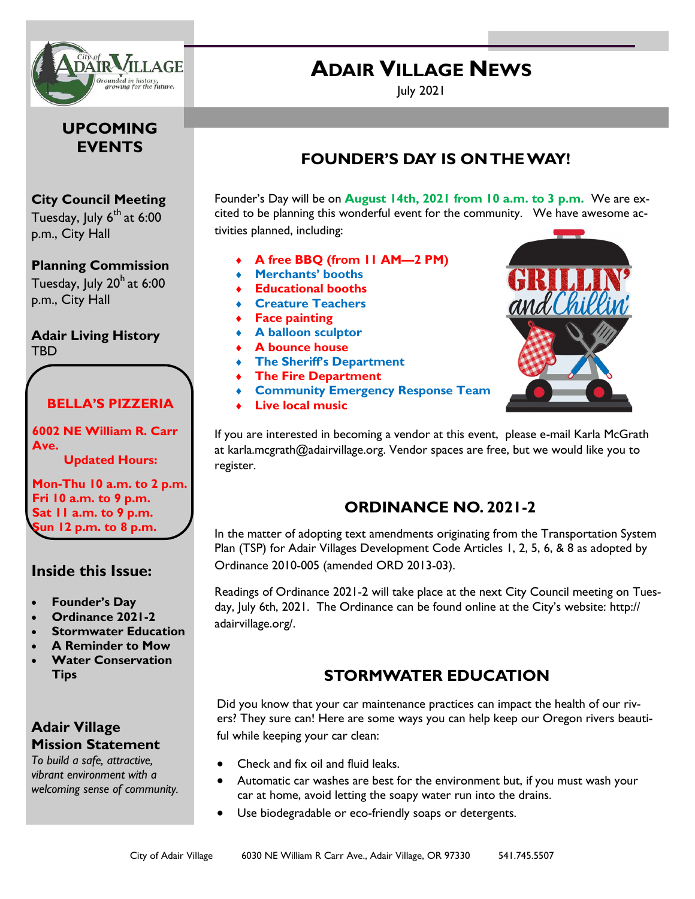# ADAIR VILLAGE NEWS

July 2021

## UPCOMING EVENTS

**City Council Meeting**
Tuesday, July 6th at 6:00 p.m., City Hall

**Planning Commission**
Tuesday, July 20h at 6:00 p.m., City Hall

**Adair Living History**
TBD

**BELLA'S PIZZERIA**

**6002 NE William R. Carr Ave.**

**Updated Hours:**

**Mon-Thu 10 a.m. to 2 p.m.**
**Fri 10 a.m. to 9 p.m.**
**Sat 11 a.m. to 9 p.m.**
**Sun 12 p.m. to 8 p.m.**

## Inside this Issue:

- **Founder's Day**
- **Ordinance 2021-2**
- **Stormwater Education**
- **A Reminder to Mow**
- **Water Conservation Tips**

**Adair Village Mission Statement**

*To build a safe, attractive, vibrant environment with a welcoming sense of community.*

## FOUNDER'S DAY IS ON THE WAY!

Founder's Day will be on **August 14th, 2021 from 10 a.m. to 3 p.m.** We are excited to be planning this wonderful event for the community. We have awesome activities planned, including:

- **A free BBQ (from 11 AM—2 PM)**
- **Merchants' booths**
- **Educational booths**
- **Creature Teachers**
- **Face painting**
- **A balloon sculptor**
- **A bounce house**
- **The Sheriff's Department**
- **The Fire Department**
- **Community Emergency Response Team**
- **Live local music**

If you are interested in becoming a vendor at this event, please e-mail Karla McGrath at karla.mcgrath@adairvillage.org. Vendor spaces are free, but we would like you to register.

## ORDINANCE NO. 2021-2

In the matter of adopting text amendments originating from the Transportation System Plan (TSP) for Adair Villages Development Code Articles 1, 2, 5, 6, & 8 as adopted by Ordinance 2010-005 (amended ORD 2013-03).

Readings of Ordinance 2021-2 will take place at the next City Council meeting on Tuesday, July 6th, 2021. The Ordinance can be found online at the City's website: http://adairvillage.org/.

## STORMWATER EDUCATION

Did you know that your car maintenance practices can impact the health of our rivers? They sure can! Here are some ways you can help keep our Oregon rivers beautiful while keeping your car clean:

- Check and fix oil and fluid leaks.
- Automatic car washes are best for the environment but, if you must wash your car at home, avoid letting the soapy water run into the drains.
- Use biodegradable or eco-friendly soaps or detergents.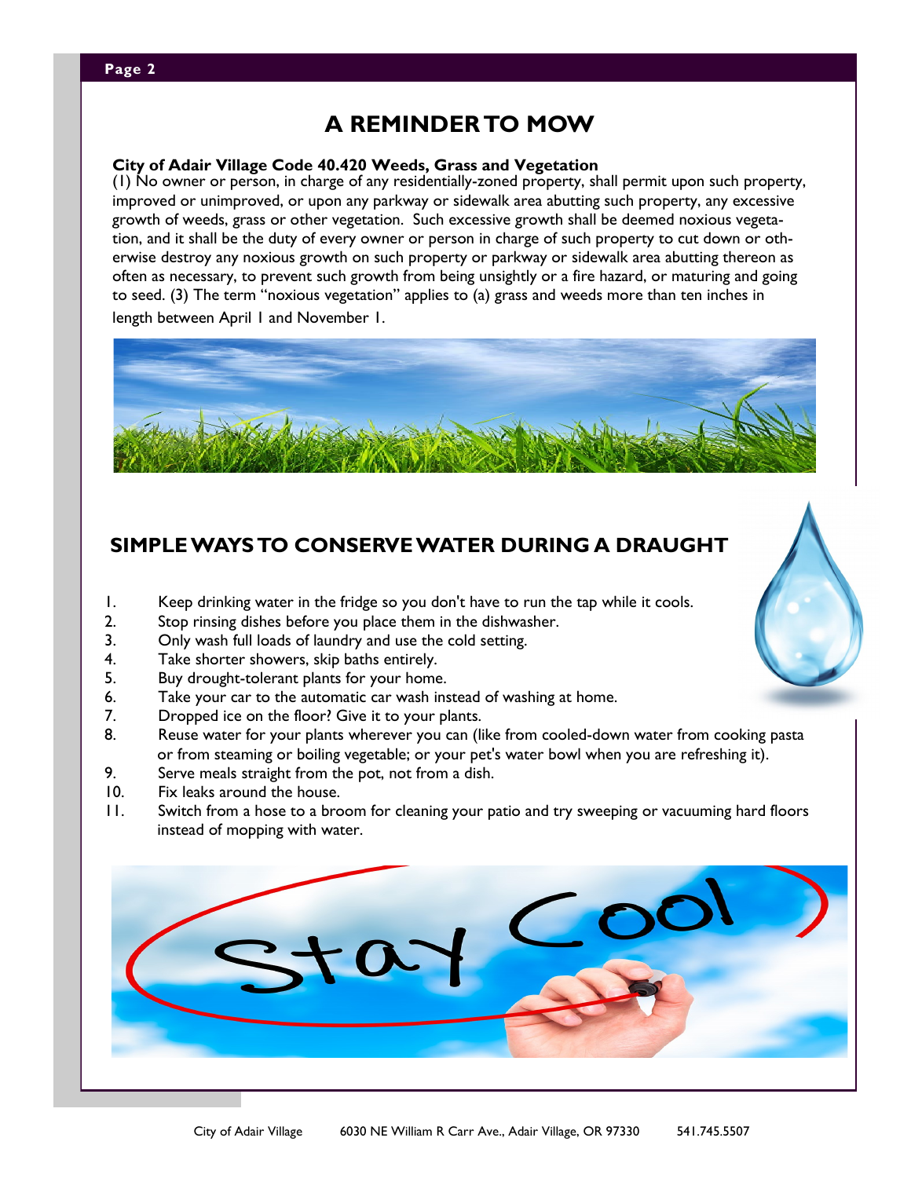# A REMINDER TO MOW

**City of Adair Village Code 40.420 Weeds, Grass and Vegetation**
(1) No owner or person, in charge of any residentially-zoned property, shall permit upon such property, improved or unimproved, or upon any parkway or sidewalk area abutting such property, any excessive growth of weeds, grass or other vegetation. Such excessive growth shall be deemed noxious vegetation, and it shall be the duty of every owner or person in charge of such property to cut down or otherwise destroy any noxious growth on such property or parkway or sidewalk area abutting thereon as often as necessary, to prevent such growth from being unsightly or a fire hazard, or maturing and going to seed. (3) The term "noxious vegetation" applies to (a) grass and weeds more than ten inches in length between April 1 and November 1.

## SIMPLE WAYS TO CONSERVE WATER DURING A DRAUGHT

1. Keep drinking water in the fridge so you don't have to run the tap while it cools.
2. Stop rinsing dishes before you place them in the dishwasher.
3. Only wash full loads of laundry and use the cold setting.
4. Take shorter showers, skip baths entirely.
5. Buy drought-tolerant plants for your home.
6. Take your car to the automatic car wash instead of washing at home.
7. Dropped ice on the floor? Give it to your plants.
8. Reuse water for your plants wherever you can (like from cooled-down water from cooking pasta or from steaming or boiling vegetable; or your pet's water bowl when you are refreshing it).
9. Serve meals straight from the pot, not from a dish.
10. Fix leaks around the house.
11. Switch from a hose to a broom for cleaning your patio and try sweeping or vacuuming hard floors instead of mopping with water.

Stay Cool